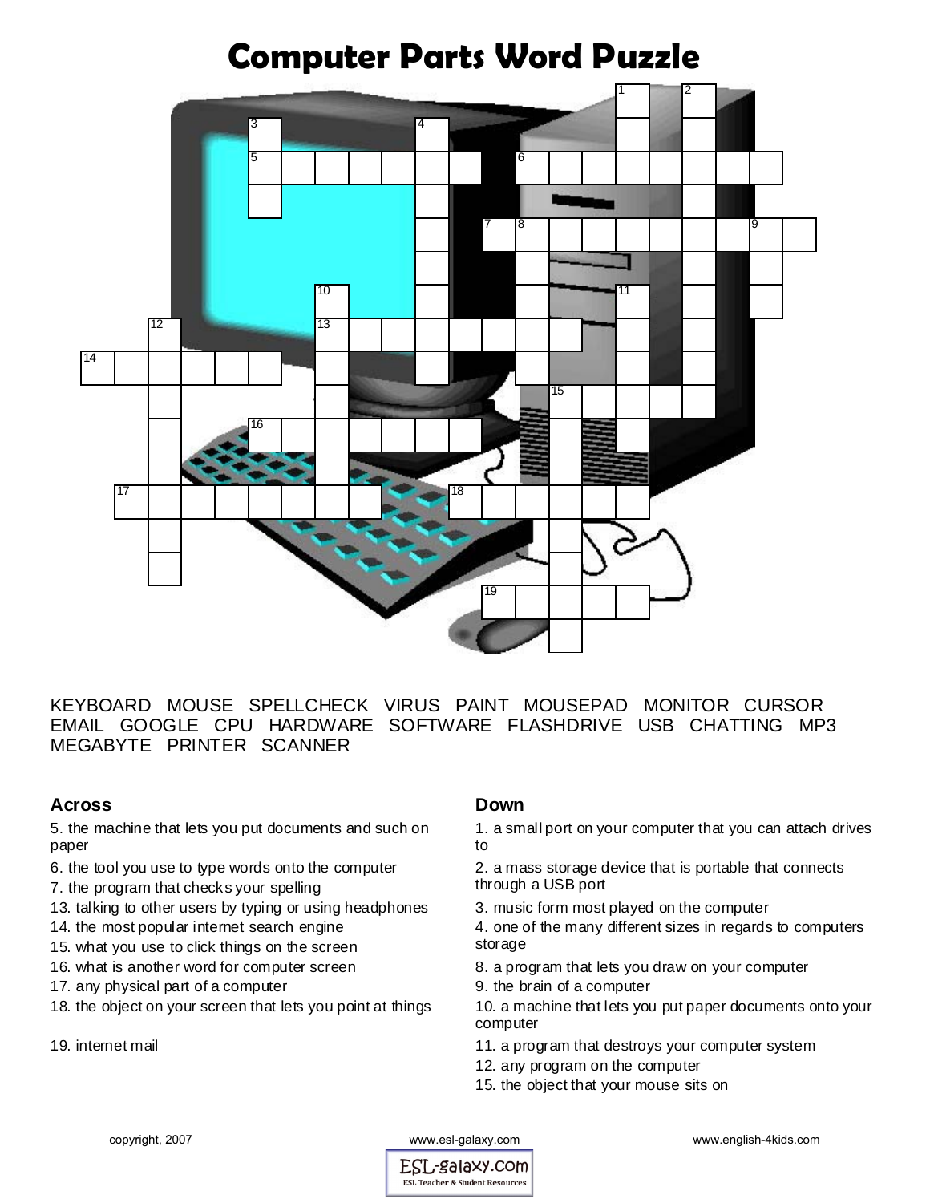# Computer Parts Word Puzzle

KEYBOARD MOUSE SPELLCHECK VIRUS PAINT MOUSEPAD MONITOR CURSOR EMAIL GOOGLE CPU HARDWARE SOFTWARE FLASHDRIVE USB CHATTING MP3 MEGABYTE PRINTER SCANNER

### Across

5. the machine that lets you put documents and such on paper
6. the tool you use to type words onto the computer
7. the program that checks your spelling
13. talking to other users by typing or using headphones
14. the most popular internet search engine
15. what you use to click things on the screen
16. what is another word for computer screen
17. any physical part of a computer
18. the object on your screen that lets you point at things
19. internet mail

### Down

1. a small port on your computer that you can attach drives to
2. a mass storage device that is portable that connects through a USB port
3. music form most played on the computer
4. one of the many different sizes in regards to computers storage
8. a program that lets you draw on your computer
9. the brain of a computer
10. a machine that lets you put paper documents onto your computer
11. a program that destroys your computer system
12. any program on the computer
15. the object that your mouse sits on

copyright, 2007 www.esl-galaxy.com www.english-4kids.com

ESL-galaxy.com ESL Teacher & Student Resources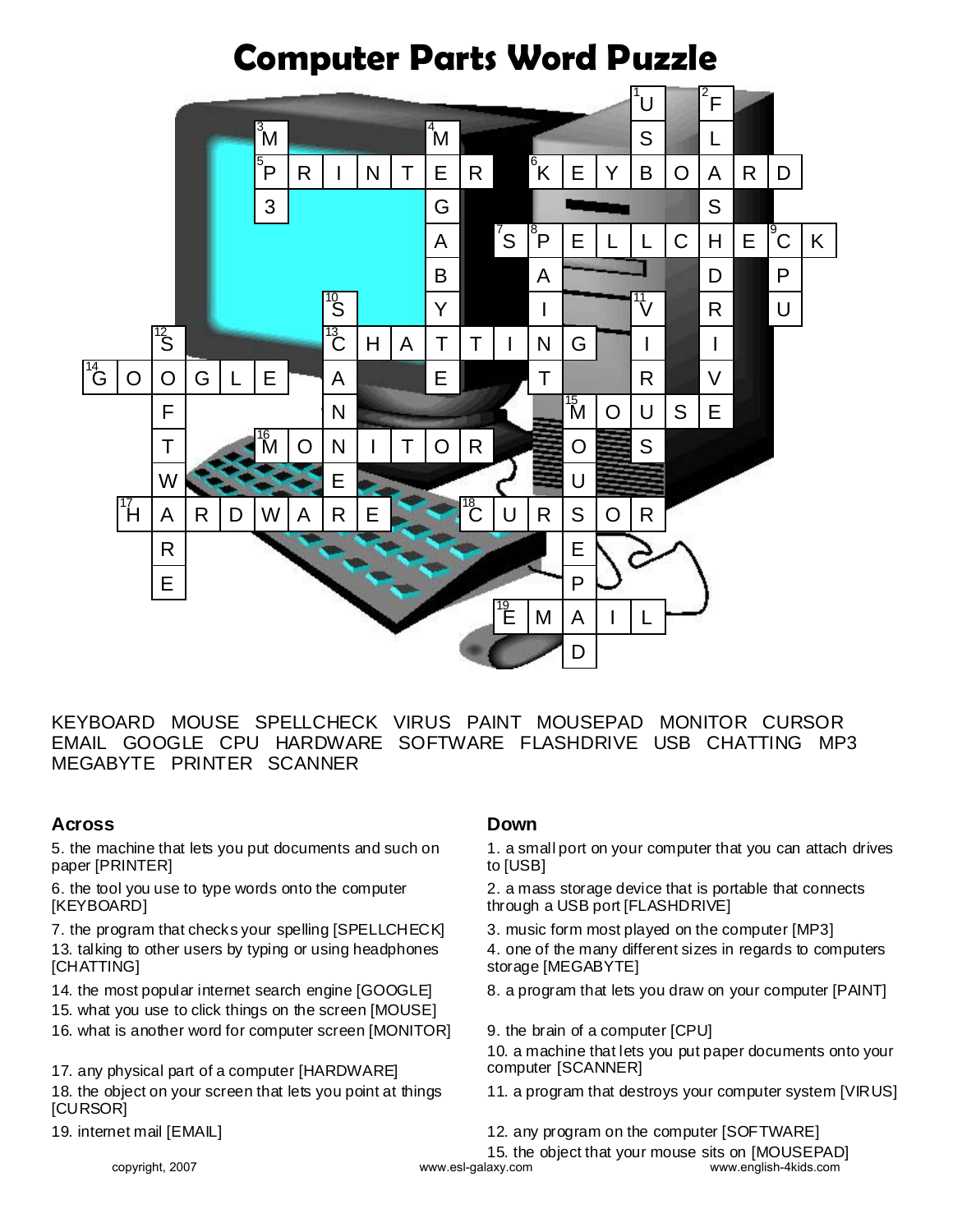# Computer Parts Word Puzzle

KEYBOARD MOUSE SPELLCHECK VIRUS PAINT MOUSEPAD MONITOR CURSOR EMAIL GOOGLE CPU HARDWARE SOFTWARE FLASHDRIVE USB CHATTING MP3 MEGABYTE PRINTER SCANNER

### Across

5. the machine that lets you put documents and such on paper [PRINTER]
6. the tool you use to type words onto the computer [KEYBOARD]
7. the program that checks your spelling [SPELLCHECK]
13. talking to other users by typing or using headphones [CHATTING]
14. the most popular internet search engine [GOOGLE]
15. what you use to click things on the screen [MOUSE]
16. what is another word for computer screen [MONITOR]
17. any physical part of a computer [HARDWARE]
18. the object on your screen that lets you point at things [CURSOR]
19. internet mail [EMAIL]

### Down

1. a small port on your computer that you can attach drives to [USB]
2. a mass storage device that is portable that connects through a USB port [FLASHDRIVE]
3. music form most played on the computer [MP3]
4. one of the many different sizes in regards to computers storage [MEGABYTE]
8. a program that lets you draw on your computer [PAINT]
9. the brain of a computer [CPU]
10. a machine that lets you put paper documents onto your computer [SCANNER]
11. a program that destroys your computer system [VIRUS]
12. any program on the computer [SOFTWARE]
15. the object that your mouse sits on [MOUSEPAD]

copyright, 2007 www.esl-galaxy.com www.english-4kids.com